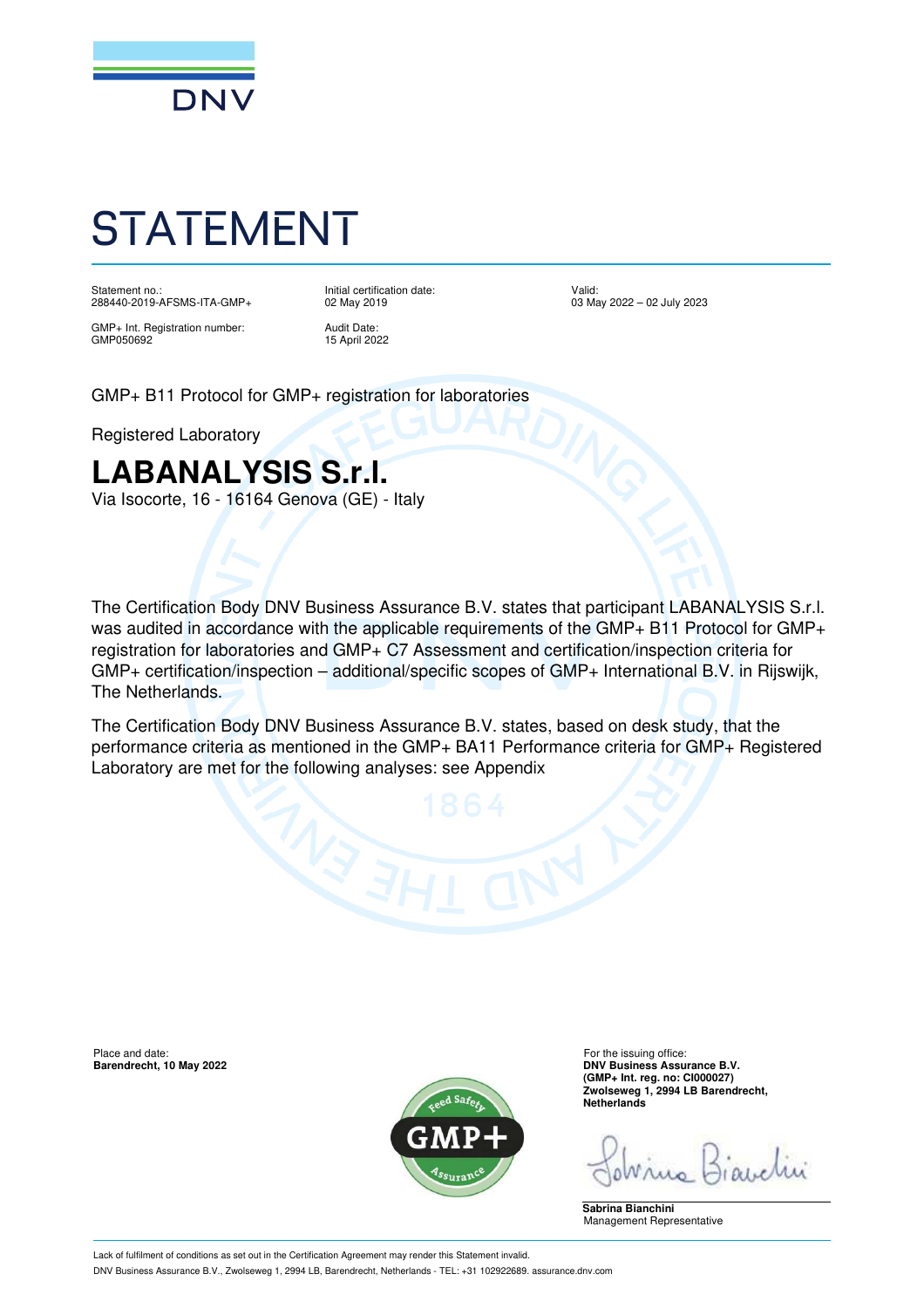# STATEMENT

Statement no.:
288440-2019-AFSMS-ITA-GMP+

GMP+ Int. Registration number:
GMP050692

Initial certification date:
02 May 2019

Audit Date:
15 April 2022

Valid:
03 May 2022 – 02 July 2023

GMP+ B11 Protocol for GMP+ registration for laboratories

Registered Laboratory

## LABANALYSIS S.r.l.

Via Isocorte, 16 - 16164 Genova (GE) - Italy

The Certification Body DNV Business Assurance B.V. states that participant LABANALYSIS S.r.l. was audited in accordance with the applicable requirements of the GMP+ B11 Protocol for GMP+ registration for laboratories and GMP+ C7 Assessment and certification/inspection criteria for GMP+ certification/inspection – additional/specific scopes of GMP+ International B.V. in Rijswijk, The Netherlands.

The Certification Body DNV Business Assurance B.V. states, based on desk study, that the performance criteria as mentioned in the GMP+ BA11 Performance criteria for GMP+ Registered Laboratory are met for the following analyses: see Appendix

Place and date:
**Barendrecht, 10 May 2022**

For the issuing office:
**DNV Business Assurance B.V.**
**(GMP+ Int. reg. no: CI000027)**
**Zwolseweg 1, 2994 LB Barendrecht, Netherlands**

**Sabrina Bianchini**
Management Representative

Lack of fulfilment of conditions as set out in the Certification Agreement may render this Statement invalid.

DNV Business Assurance B.V., Zwolseweg 1, 2994 LB, Barendrecht, Netherlands - TEL: +31 102922689. assurance.dnv.com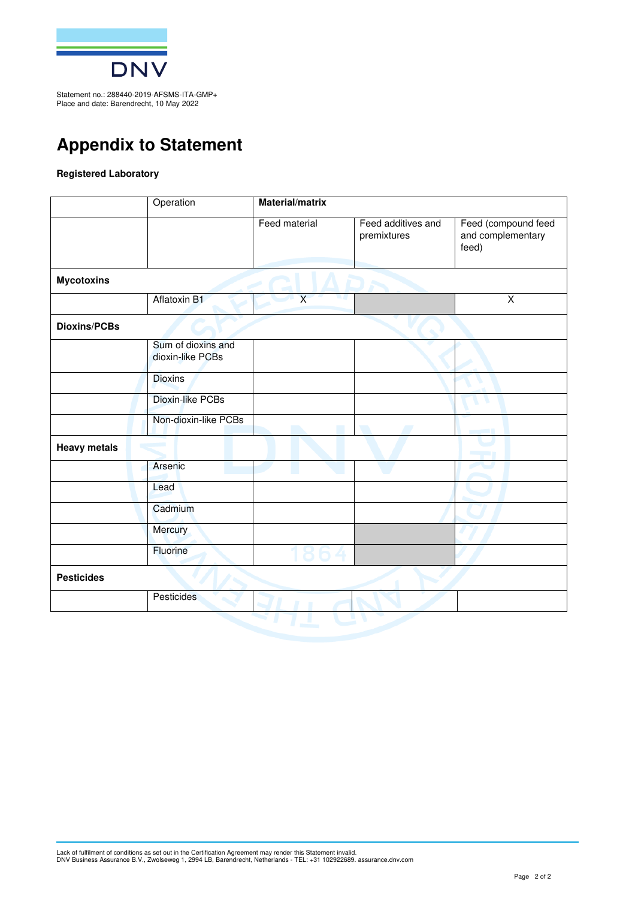Statement no.: 288440-2019-AFSMS-ITA-GMP+
Place and date: Barendrecht, 10 May 2022

# Appendix to Statement

**Registered Laboratory**

| | Operation | **Material/matrix** | | |
|---|---|---|---|---|
| | | Feed material | Feed additives and premixtures | Feed (compound feed and complementary feed) |
| **Mycotoxins** | | | | |
| | Aflatoxin B1 | X | | X |
| **Dioxins/PCBs** | | | | |
| | Sum of dioxins and dioxin-like PCBs | | | |
| | Dioxins | | | |
| | Dioxin-like PCBs | | | |
| | Non-dioxin-like PCBs | | | |
| **Heavy metals** | | | | |
| | Arsenic | | | |
| | Lead | | | |
| | Cadmium | | | |
| | Mercury | | | |
| | Fluorine | | | |
| **Pesticides** | | | | |
| | Pesticides | | | |

Lack of fulfilment of conditions as set out in the Certification Agreement may render this Statement invalid.
DNV Business Assurance B.V., Zwolseweg 1, 2994 LB, Barendrecht, Netherlands - TEL: +31 102922689. assurance.dnv.com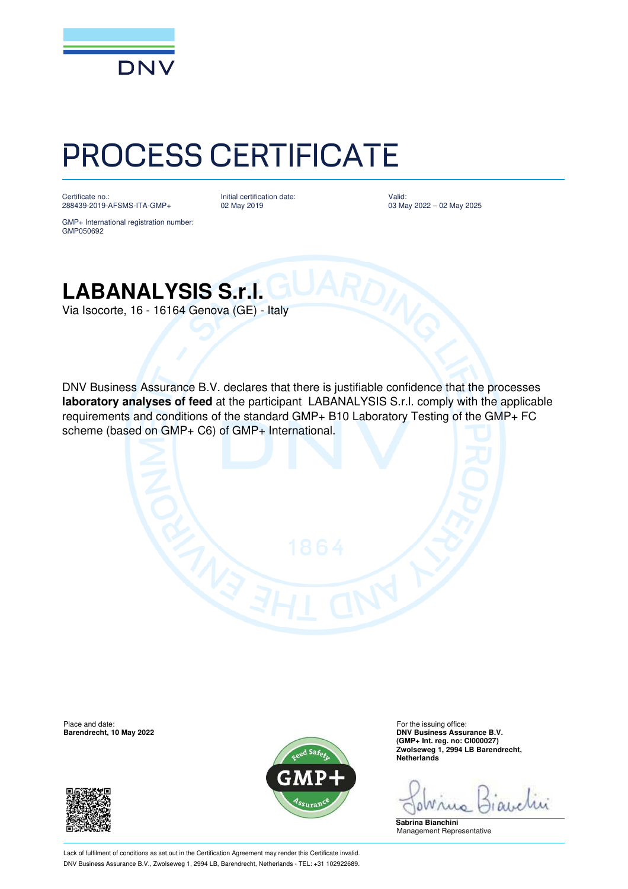DNV

# PROCESS CERTIFICATE

Certificate no.:
288439-2019-AFSMS-ITA-GMP+

Initial certification date:
02 May 2019

Valid:
03 May 2022 – 02 May 2025

GMP+ International registration number:
GMP050692

## LABANALYSIS S.r.l.

Via Isocorte, 16 - 16164 Genova (GE) - Italy

DNV Business Assurance B.V. declares that there is justifiable confidence that the processes **laboratory analyses of feed** at the participant LABANALYSIS S.r.l. comply with the applicable requirements and conditions of the standard GMP+ B10 Laboratory Testing of the GMP+ FC scheme (based on GMP+ C6) of GMP+ International.

Place and date:
**Barendrecht, 10 May 2022**

For the issuing office:
**DNV Business Assurance B.V.**
**(GMP+ Int. reg. no: CI000027)**
**Zwolseweg 1, 2994 LB Barendrecht, Netherlands**

**Sabrina Bianchini**
Management Representative

Lack of fulfilment of conditions as set out in the Certification Agreement may render this Certificate invalid.
DNV Business Assurance B.V., Zwolseweg 1, 2994 LB, Barendrecht, Netherlands - TEL: +31 102922689.